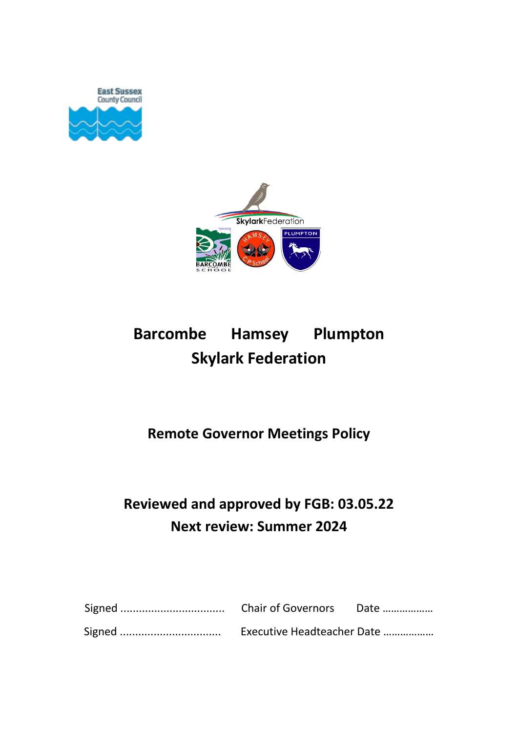# Barcombe Hamsey Plumpton
# Skylark Federation

## Remote Governor Meetings Policy

**Reviewed and approved by FGB: 03.05.22**

**Next review: Summer 2024**

Signed ................................. Chair of Governors Date ………………

Signed ................................ Executive Headteacher Date ………………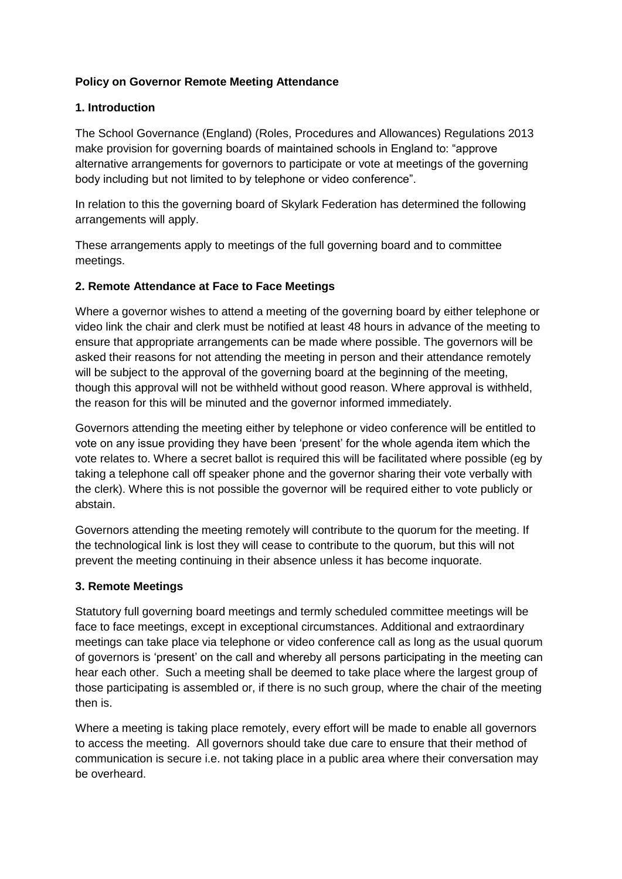**Policy on Governor Remote Meeting Attendance**

**1. Introduction**

The School Governance (England) (Roles, Procedures and Allowances) Regulations 2013 make provision for governing boards of maintained schools in England to: "approve alternative arrangements for governors to participate or vote at meetings of the governing body including but not limited to by telephone or video conference".

In relation to this the governing board of Skylark Federation has determined the following arrangements will apply.

These arrangements apply to meetings of the full governing board and to committee meetings.

**2. Remote Attendance at Face to Face Meetings**

Where a governor wishes to attend a meeting of the governing board by either telephone or video link the chair and clerk must be notified at least 48 hours in advance of the meeting to ensure that appropriate arrangements can be made where possible. The governors will be asked their reasons for not attending the meeting in person and their attendance remotely will be subject to the approval of the governing board at the beginning of the meeting, though this approval will not be withheld without good reason. Where approval is withheld, the reason for this will be minuted and the governor informed immediately.

Governors attending the meeting either by telephone or video conference will be entitled to vote on any issue providing they have been 'present' for the whole agenda item which the vote relates to. Where a secret ballot is required this will be facilitated where possible (eg by taking a telephone call off speaker phone and the governor sharing their vote verbally with the clerk). Where this is not possible the governor will be required either to vote publicly or abstain.

Governors attending the meeting remotely will contribute to the quorum for the meeting. If the technological link is lost they will cease to contribute to the quorum, but this will not prevent the meeting continuing in their absence unless it has become inquorate.

**3. Remote Meetings**

Statutory full governing board meetings and termly scheduled committee meetings will be face to face meetings, except in exceptional circumstances. Additional and extraordinary meetings can take place via telephone or video conference call as long as the usual quorum of governors is 'present' on the call and whereby all persons participating in the meeting can hear each other. Such a meeting shall be deemed to take place where the largest group of those participating is assembled or, if there is no such group, where the chair of the meeting then is.

Where a meeting is taking place remotely, every effort will be made to enable all governors to access the meeting. All governors should take due care to ensure that their method of communication is secure i.e. not taking place in a public area where their conversation may be overheard.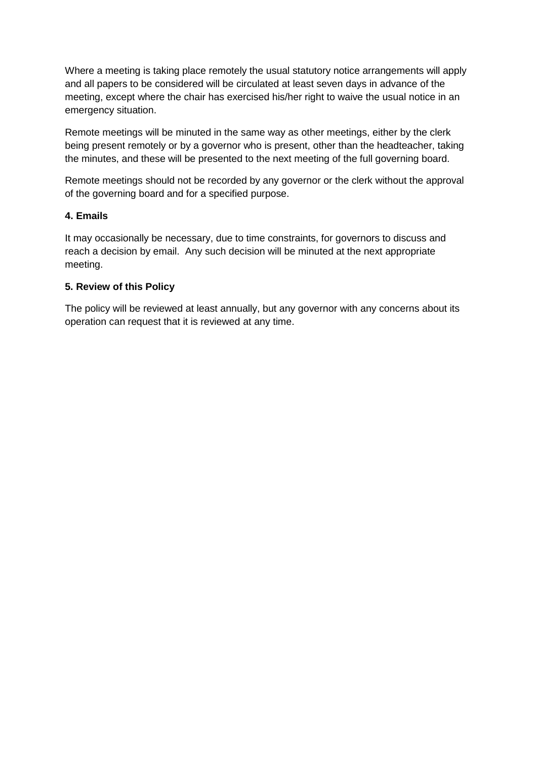Where a meeting is taking place remotely the usual statutory notice arrangements will apply and all papers to be considered will be circulated at least seven days in advance of the meeting, except where the chair has exercised his/her right to waive the usual notice in an emergency situation.

Remote meetings will be minuted in the same way as other meetings, either by the clerk being present remotely or by a governor who is present, other than the headteacher, taking the minutes, and these will be presented to the next meeting of the full governing board.

Remote meetings should not be recorded by any governor or the clerk without the approval of the governing board and for a specified purpose.

**4. Emails**

It may occasionally be necessary, due to time constraints, for governors to discuss and reach a decision by email. Any such decision will be minuted at the next appropriate meeting.

**5. Review of this Policy**

The policy will be reviewed at least annually, but any governor with any concerns about its operation can request that it is reviewed at any time.